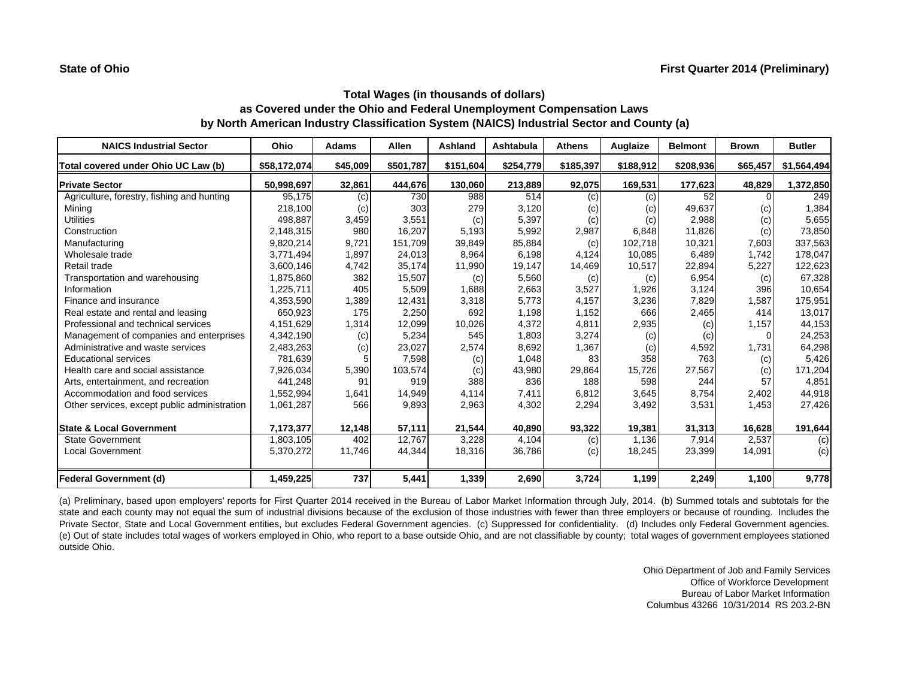**State of Ohio** **First Quarter 2014 (Preliminary)**

### Total Wages (in thousands of dollars)
### as Covered under the Ohio and Federal Unemployment Compensation Laws
### by North American Industry Classification System (NAICS) Industrial Sector and County (a)

| NAICS Industrial Sector | Ohio | Adams | Allen | Ashland | Ashtabula | Athens | Auglaize | Belmont | Brown | Butler |
|---|---|---|---|---|---|---|---|---|---|---|
| **Total covered under Ohio UC Law (b)** | **$58,172,074** | **$45,009** | **$501,787** | **$151,604** | **$254,779** | **$185,397** | **$188,912** | **$208,936** | **$65,457** | **$1,564,494** |
| **Private Sector** | **50,998,697** | **32,861** | **444,676** | **130,060** | **213,889** | **92,075** | **169,531** | **177,623** | **48,829** | **1,372,850** |
| Agriculture, forestry, fishing and hunting | 95,175 | (c) | 730 | 988 | 514 | (c) | (c) | 52 | 0 | 249 |
| Mining | 218,100 | (c) | 303 | 279 | 3,120 | (c) | (c) | 49,637 | (c) | 1,384 |
| Utilities | 498,887 | 3,459 | 3,551 | (c) | 5,397 | (c) | (c) | 2,988 | (c) | 5,655 |
| Construction | 2,148,315 | 980 | 16,207 | 5,193 | 5,992 | 2,987 | 6,848 | 11,826 | (c) | 73,850 |
| Manufacturing | 9,820,214 | 9,721 | 151,709 | 39,849 | 85,884 | (c) | 102,718 | 10,321 | 7,603 | 337,563 |
| Wholesale trade | 3,771,494 | 1,897 | 24,013 | 8,964 | 6,198 | 4,124 | 10,085 | 6,489 | 1,742 | 178,047 |
| Retail trade | 3,600,146 | 4,742 | 35,174 | 11,990 | 19,147 | 14,469 | 10,517 | 22,894 | 5,227 | 122,623 |
| Transportation and warehousing | 1,875,860 | 382 | 15,507 | (c) | 5,560 | (c) | (c) | 6,954 | (c) | 67,328 |
| Information | 1,225,711 | 405 | 5,509 | 1,688 | 2,663 | 3,527 | 1,926 | 3,124 | 396 | 10,654 |
| Finance and insurance | 4,353,590 | 1,389 | 12,431 | 3,318 | 5,773 | 4,157 | 3,236 | 7,829 | 1,587 | 175,951 |
| Real estate and rental and leasing | 650,923 | 175 | 2,250 | 692 | 1,198 | 1,152 | 666 | 2,465 | 414 | 13,017 |
| Professional and technical services | 4,151,629 | 1,314 | 12,099 | 10,026 | 4,372 | 4,811 | 2,935 | (c) | 1,157 | 44,153 |
| Management of companies and enterprises | 4,342,190 | (c) | 5,234 | 545 | 1,803 | 3,274 | (c) | (c) | 0 | 24,253 |
| Administrative and waste services | 2,483,263 | (c) | 23,027 | 2,574 | 8,692 | 1,367 | (c) | 4,592 | 1,731 | 64,298 |
| Educational services | 781,639 | 5 | 7,598 | (c) | 1,048 | 83 | 358 | 763 | (c) | 5,426 |
| Health care and social assistance | 7,926,034 | 5,390 | 103,574 | (c) | 43,980 | 29,864 | 15,726 | 27,567 | (c) | 171,204 |
| Arts, entertainment, and recreation | 441,248 | 91 | 919 | 388 | 836 | 188 | 598 | 244 | 57 | 4,851 |
| Accommodation and food services | 1,552,994 | 1,641 | 14,949 | 4,114 | 7,411 | 6,812 | 3,645 | 8,754 | 2,402 | 44,918 |
| Other services, except public administration | 1,061,287 | 566 | 9,893 | 2,963 | 4,302 | 2,294 | 3,492 | 3,531 | 1,453 | 27,426 |
| **State & Local Government** | **7,173,377** | **12,148** | **57,111** | **21,544** | **40,890** | **93,322** | **19,381** | **31,313** | **16,628** | **191,644** |
| State Government | 1,803,105 | 402 | 12,767 | 3,228 | 4,104 | (c) | 1,136 | 7,914 | 2,537 | (c) |
| Local Government | 5,370,272 | 11,746 | 44,344 | 18,316 | 36,786 | (c) | 18,245 | 23,399 | 14,091 | (c) |
| **Federal Government (d)** | **1,459,225** | **737** | **5,441** | **1,339** | **2,690** | **3,724** | **1,199** | **2,249** | **1,100** | **9,778** |

(a) Preliminary, based upon employers' reports for First Quarter 2014 received in the Bureau of Labor Market Information through July, 2014. (b) Summed totals and subtotals for the state and each county may not equal the sum of industrial divisions because of the exclusion of those industries with fewer than three employers or because of rounding. Includes the Private Sector, State and Local Government entities, but excludes Federal Government agencies. (c) Suppressed for confidentiality. (d) Includes only Federal Government agencies. (e) Out of state includes total wages of workers employed in Ohio, who report to a base outside Ohio, and are not classifiable by county; total wages of government employees stationed outside Ohio.

Ohio Department of Job and Family Services
Office of Workforce Development
Bureau of Labor Market Information
Columbus 43266 10/31/2014 RS 203.2-BN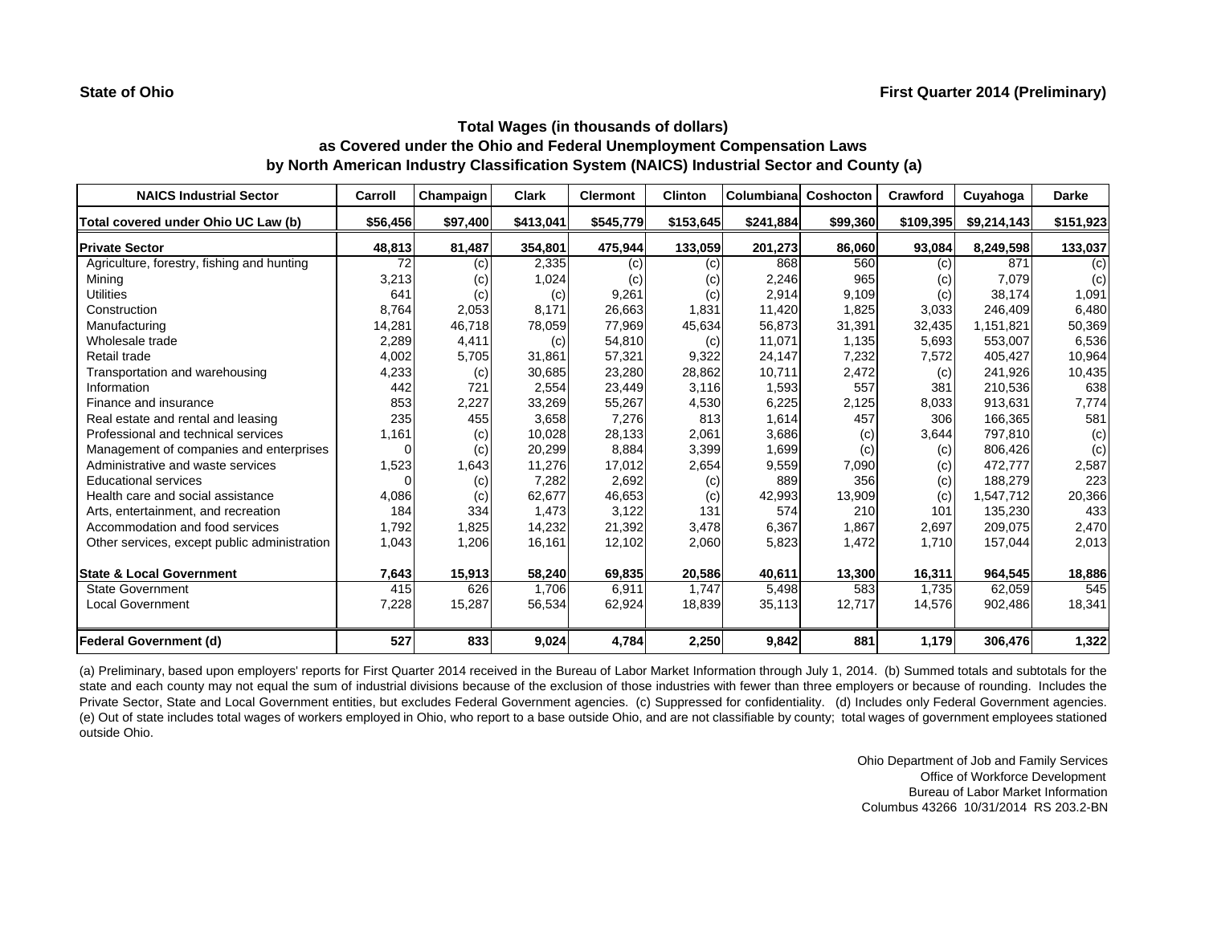**State of Ohio** **First Quarter 2014 (Preliminary)**

## Total Wages (in thousands of dollars)
## as Covered under the Ohio and Federal Unemployment Compensation Laws
## by North American Industry Classification System (NAICS) Industrial Sector and County (a)

| NAICS Industrial Sector | Carroll | Champaign | Clark | Clermont | Clinton | Columbiana | Coshocton | Crawford | Cuyahoga | Darke |
|---|---|---|---|---|---|---|---|---|---|---|
| **Total covered under Ohio UC Law (b)** | **$56,456** | **$97,400** | **$413,041** | **$545,779** | **$153,645** | **$241,884** | **$99,360** | **$109,395** | **$9,214,143** | **$151,923** |
| **Private Sector** | **48,813** | **81,487** | **354,801** | **475,944** | **133,059** | **201,273** | **86,060** | **93,084** | **8,249,598** | **133,037** |
| Agriculture, forestry, fishing and hunting | 72 | (c) | 2,335 | (c) | (c) | 868 | 560 | (c) | 871 | (c) |
| Mining | 3,213 | (c) | 1,024 | (c) | (c) | 2,246 | 965 | (c) | 7,079 | (c) |
| Utilities | 641 | (c) | (c) | 9,261 | (c) | 2,914 | 9,109 | (c) | 38,174 | 1,091 |
| Construction | 8,764 | 2,053 | 8,171 | 26,663 | 1,831 | 11,420 | 1,825 | 3,033 | 246,409 | 6,480 |
| Manufacturing | 14,281 | 46,718 | 78,059 | 77,969 | 45,634 | 56,873 | 31,391 | 32,435 | 1,151,821 | 50,369 |
| Wholesale trade | 2,289 | 4,411 | (c) | 54,810 | (c) | 11,071 | 1,135 | 5,693 | 553,007 | 6,536 |
| Retail trade | 4,002 | 5,705 | 31,861 | 57,321 | 9,322 | 24,147 | 7,232 | 7,572 | 405,427 | 10,964 |
| Transportation and warehousing | 4,233 | (c) | 30,685 | 23,280 | 28,862 | 10,711 | 2,472 | (c) | 241,926 | 10,435 |
| Information | 442 | 721 | 2,554 | 23,449 | 3,116 | 1,593 | 557 | 381 | 210,536 | 638 |
| Finance and insurance | 853 | 2,227 | 33,269 | 55,267 | 4,530 | 6,225 | 2,125 | 8,033 | 913,631 | 7,774 |
| Real estate and rental and leasing | 235 | 455 | 3,658 | 7,276 | 813 | 1,614 | 457 | 306 | 166,365 | 581 |
| Professional and technical services | 1,161 | (c) | 10,028 | 28,133 | 2,061 | 3,686 | (c) | 3,644 | 797,810 | (c) |
| Management of companies and enterprises | 0 | (c) | 20,299 | 8,884 | 3,399 | 1,699 | (c) | (c) | 806,426 | (c) |
| Administrative and waste services | 1,523 | 1,643 | 11,276 | 17,012 | 2,654 | 9,559 | 7,090 | (c) | 472,777 | 2,587 |
| Educational services | 0 | (c) | 7,282 | 2,692 | (c) | 889 | 356 | (c) | 188,279 | 223 |
| Health care and social assistance | 4,086 | (c) | 62,677 | 46,653 | (c) | 42,993 | 13,909 | (c) | 1,547,712 | 20,366 |
| Arts, entertainment, and recreation | 184 | 334 | 1,473 | 3,122 | 131 | 574 | 210 | 101 | 135,230 | 433 |
| Accommodation and food services | 1,792 | 1,825 | 14,232 | 21,392 | 3,478 | 6,367 | 1,867 | 2,697 | 209,075 | 2,470 |
| Other services, except public administration | 1,043 | 1,206 | 16,161 | 12,102 | 2,060 | 5,823 | 1,472 | 1,710 | 157,044 | 2,013 |
| **State & Local Government** | **7,643** | **15,913** | **58,240** | **69,835** | **20,586** | **40,611** | **13,300** | **16,311** | **964,545** | **18,886** |
| State Government | 415 | 626 | 1,706 | 6,911 | 1,747 | 5,498 | 583 | 1,735 | 62,059 | 545 |
| Local Government | 7,228 | 15,287 | 56,534 | 62,924 | 18,839 | 35,113 | 12,717 | 14,576 | 902,486 | 18,341 |
| **Federal Government (d)** | **527** | **833** | **9,024** | **4,784** | **2,250** | **9,842** | **881** | **1,179** | **306,476** | **1,322** |

(a) Preliminary, based upon employers' reports for First Quarter 2014 received in the Bureau of Labor Market Information through July 1, 2014. (b) Summed totals and subtotals for the state and each county may not equal the sum of industrial divisions because of the exclusion of those industries with fewer than three employers or because of rounding. Includes the Private Sector, State and Local Government entities, but excludes Federal Government agencies. (c) Suppressed for confidentiality. (d) Includes only Federal Government agencies. (e) Out of state includes total wages of workers employed in Ohio, who report to a base outside Ohio, and are not classifiable by county; total wages of government employees stationed outside Ohio.

Ohio Department of Job and Family Services
Office of Workforce Development
Bureau of Labor Market Information
Columbus 43266 10/31/2014 RS 203.2-BN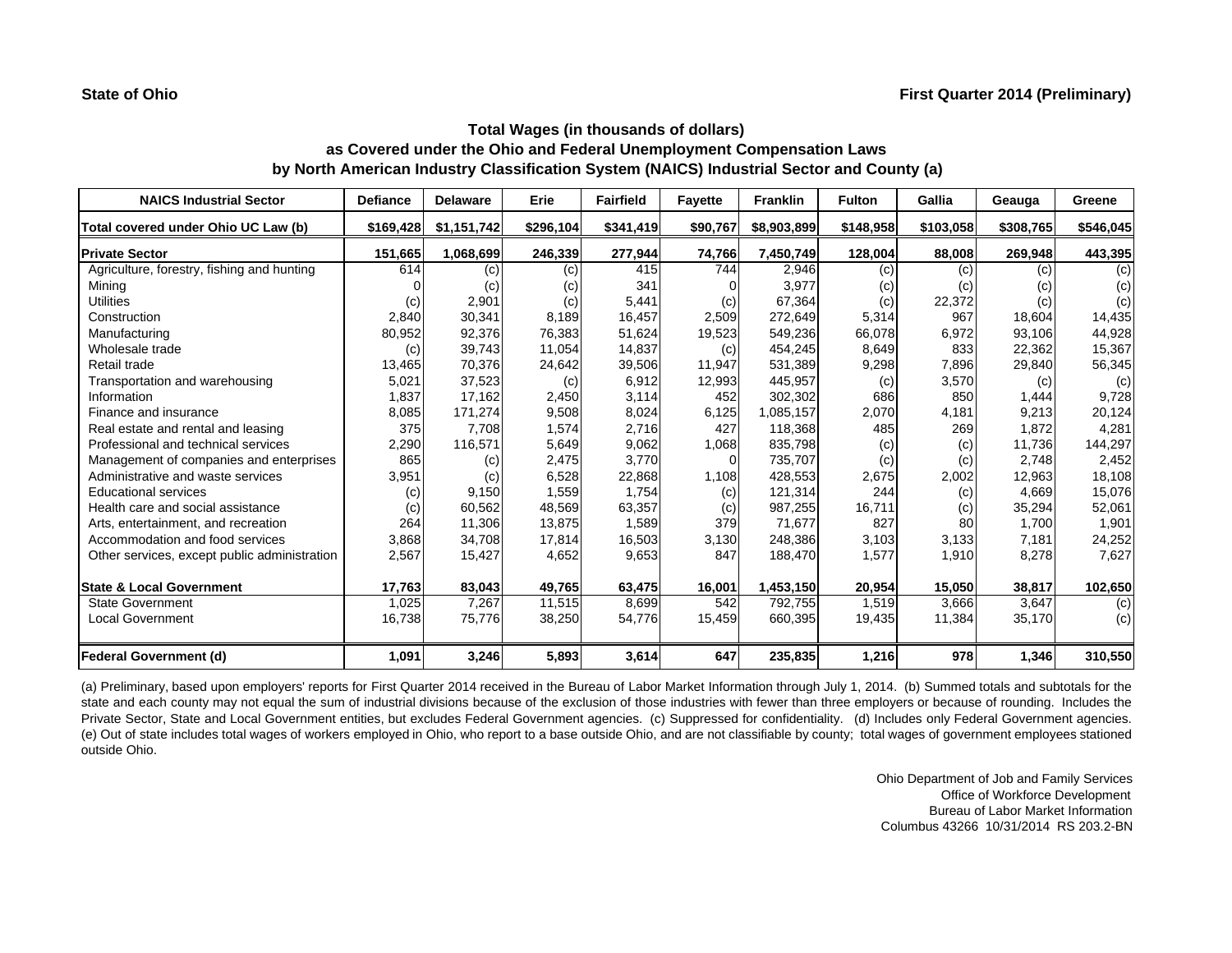State of Ohio

First Quarter 2014 (Preliminary)

## Total Wages (in thousands of dollars)
## as Covered under the Ohio and Federal Unemployment Compensation Laws
## by North American Industry Classification System (NAICS) Industrial Sector and County (a)

| NAICS Industrial Sector | Defiance | Delaware | Erie | Fairfield | Fayette | Franklin | Fulton | Gallia | Geauga | Greene |
|---|---|---|---|---|---|---|---|---|---|---|
| **Total covered under Ohio UC Law (b)** | **$169,428** | **$1,151,742** | **$296,104** | **$341,419** | **$90,767** | **$8,903,899** | **$148,958** | **$103,058** | **$308,765** | **$546,045** |
| **Private Sector** | **151,665** | **1,068,699** | **246,339** | **277,944** | **74,766** | **7,450,749** | **128,004** | **88,008** | **269,948** | **443,395** |
| Agriculture, forestry, fishing and hunting | 614 | (c) | (c) | 415 | 744 | 2,946 | (c) | (c) | (c) | (c) |
| Mining | 0 | (c) | (c) | 341 | 0 | 3,977 | (c) | (c) | (c) | (c) |
| Utilities | (c) | 2,901 | (c) | 5,441 | (c) | 67,364 | (c) | 22,372 | (c) | (c) |
| Construction | 2,840 | 30,341 | 8,189 | 16,457 | 2,509 | 272,649 | 5,314 | 967 | 18,604 | 14,435 |
| Manufacturing | 80,952 | 92,376 | 76,383 | 51,624 | 19,523 | 549,236 | 66,078 | 6,972 | 93,106 | 44,928 |
| Wholesale trade | (c) | 39,743 | 11,054 | 14,837 | (c) | 454,245 | 8,649 | 833 | 22,362 | 15,367 |
| Retail trade | 13,465 | 70,376 | 24,642 | 39,506 | 11,947 | 531,389 | 9,298 | 7,896 | 29,840 | 56,345 |
| Transportation and warehousing | 5,021 | 37,523 | (c) | 6,912 | 12,993 | 445,957 | (c) | 3,570 | (c) | (c) |
| Information | 1,837 | 17,162 | 2,450 | 3,114 | 452 | 302,302 | 686 | 850 | 1,444 | 9,728 |
| Finance and insurance | 8,085 | 171,274 | 9,508 | 8,024 | 6,125 | 1,085,157 | 2,070 | 4,181 | 9,213 | 20,124 |
| Real estate and rental and leasing | 375 | 7,708 | 1,574 | 2,716 | 427 | 118,368 | 485 | 269 | 1,872 | 4,281 |
| Professional and technical services | 2,290 | 116,571 | 5,649 | 9,062 | 1,068 | 835,798 | (c) | (c) | 11,736 | 144,297 |
| Management of companies and enterprises | 865 | (c) | 2,475 | 3,770 | 0 | 735,707 | (c) | (c) | 2,748 | 2,452 |
| Administrative and waste services | 3,951 | (c) | 6,528 | 22,868 | 1,108 | 428,553 | 2,675 | 2,002 | 12,963 | 18,108 |
| Educational services | (c) | 9,150 | 1,559 | 1,754 | (c) | 121,314 | 244 | (c) | 4,669 | 15,076 |
| Health care and social assistance | (c) | 60,562 | 48,569 | 63,357 | (c) | 987,255 | 16,711 | (c) | 35,294 | 52,061 |
| Arts, entertainment, and recreation | 264 | 11,306 | 13,875 | 1,589 | 379 | 71,677 | 827 | 80 | 1,700 | 1,901 |
| Accommodation and food services | 3,868 | 34,708 | 17,814 | 16,503 | 3,130 | 248,386 | 3,103 | 3,133 | 7,181 | 24,252 |
| Other services, except public administration | 2,567 | 15,427 | 4,652 | 9,653 | 847 | 188,470 | 1,577 | 1,910 | 8,278 | 7,627 |
| **State & Local Government** | **17,763** | **83,043** | **49,765** | **63,475** | **16,001** | **1,453,150** | **20,954** | **15,050** | **38,817** | **102,650** |
| State Government | 1,025 | 7,267 | 11,515 | 8,699 | 542 | 792,755 | 1,519 | 3,666 | 3,647 | (c) |
| Local Government | 16,738 | 75,776 | 38,250 | 54,776 | 15,459 | 660,395 | 19,435 | 11,384 | 35,170 | (c) |
| **Federal Government (d)** | **1,091** | **3,246** | **5,893** | **3,614** | **647** | **235,835** | **1,216** | **978** | **1,346** | **310,550** |

(a) Preliminary, based upon employers' reports for First Quarter 2014 received in the Bureau of Labor Market Information through July 1, 2014. (b) Summed totals and subtotals for the state and each county may not equal the sum of industrial divisions because of the exclusion of those industries with fewer than three employers or because of rounding. Includes the Private Sector, State and Local Government entities, but excludes Federal Government agencies. (c) Suppressed for confidentiality. (d) Includes only Federal Government agencies. (e) Out of state includes total wages of workers employed in Ohio, who report to a base outside Ohio, and are not classifiable by county; total wages of government employees stationed outside Ohio.

Ohio Department of Job and Family Services
Office of Workforce Development
Bureau of Labor Market Information
Columbus 43266 10/31/2014 RS 203.2-BN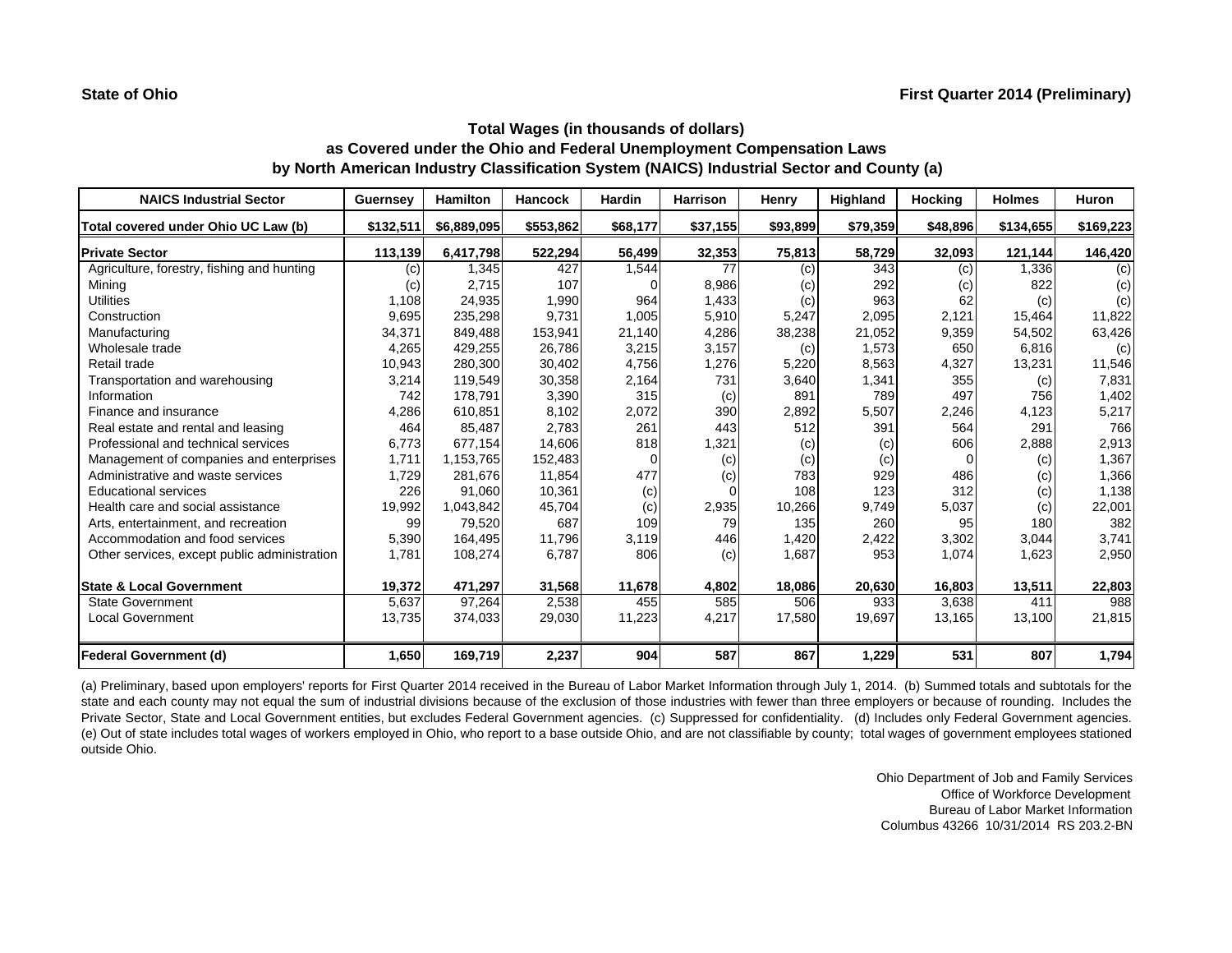**State of Ohio** **First Quarter 2014 (Preliminary)**

### Total Wages (in thousands of dollars)
### as Covered under the Ohio and Federal Unemployment Compensation Laws
### by North American Industry Classification System (NAICS) Industrial Sector and County (a)

| NAICS Industrial Sector | Guernsey | Hamilton | Hancock | Hardin | Harrison | Henry | Highland | Hocking | Holmes | Huron |
|---|---|---|---|---|---|---|---|---|---|---|
| **Total covered under Ohio UC Law (b)** | **$132,511** | **$6,889,095** | **$553,862** | **$68,177** | **$37,155** | **$93,899** | **$79,359** | **$48,896** | **$134,655** | **$169,223** |
| **Private Sector** | **113,139** | **6,417,798** | **522,294** | **56,499** | **32,353** | **75,813** | **58,729** | **32,093** | **121,144** | **146,420** |
| Agriculture, forestry, fishing and hunting | (c) | 1,345 | 427 | 1,544 | 77 | (c) | 343 | (c) | 1,336 | (c) |
| Mining | (c) | 2,715 | 107 | 0 | 8,986 | (c) | 292 | (c) | 822 | (c) |
| Utilities | 1,108 | 24,935 | 1,990 | 964 | 1,433 | (c) | 963 | 62 | (c) | (c) |
| Construction | 9,695 | 235,298 | 9,731 | 1,005 | 5,910 | 5,247 | 2,095 | 2,121 | 15,464 | 11,822 |
| Manufacturing | 34,371 | 849,488 | 153,941 | 21,140 | 4,286 | 38,238 | 21,052 | 9,359 | 54,502 | 63,426 |
| Wholesale trade | 4,265 | 429,255 | 26,786 | 3,215 | 3,157 | (c) | 1,573 | 650 | 6,816 | (c) |
| Retail trade | 10,943 | 280,300 | 30,402 | 4,756 | 1,276 | 5,220 | 8,563 | 4,327 | 13,231 | 11,546 |
| Transportation and warehousing | 3,214 | 119,549 | 30,358 | 2,164 | 731 | 3,640 | 1,341 | 355 | (c) | 7,831 |
| Information | 742 | 178,791 | 3,390 | 315 | (c) | 891 | 789 | 497 | 756 | 1,402 |
| Finance and insurance | 4,286 | 610,851 | 8,102 | 2,072 | 390 | 2,892 | 5,507 | 2,246 | 4,123 | 5,217 |
| Real estate and rental and leasing | 464 | 85,487 | 2,783 | 261 | 443 | 512 | 391 | 564 | 291 | 766 |
| Professional and technical services | 6,773 | 677,154 | 14,606 | 818 | 1,321 | (c) | (c) | 606 | 2,888 | 2,913 |
| Management of companies and enterprises | 1,711 | 1,153,765 | 152,483 | 0 | (c) | (c) | (c) | 0 | (c) | 1,367 |
| Administrative and waste services | 1,729 | 281,676 | 11,854 | 477 | (c) | 783 | 929 | 486 | (c) | 1,366 |
| Educational services | 226 | 91,060 | 10,361 | (c) | 0 | 108 | 123 | 312 | (c) | 1,138 |
| Health care and social assistance | 19,992 | 1,043,842 | 45,704 | (c) | 2,935 | 10,266 | 9,749 | 5,037 | (c) | 22,001 |
| Arts, entertainment, and recreation | 99 | 79,520 | 687 | 109 | 79 | 135 | 260 | 95 | 180 | 382 |
| Accommodation and food services | 5,390 | 164,495 | 11,796 | 3,119 | 446 | 1,420 | 2,422 | 3,302 | 3,044 | 3,741 |
| Other services, except public administration | 1,781 | 108,274 | 6,787 | 806 | (c) | 1,687 | 953 | 1,074 | 1,623 | 2,950 |
| **State & Local Government** | **19,372** | **471,297** | **31,568** | **11,678** | **4,802** | **18,086** | **20,630** | **16,803** | **13,511** | **22,803** |
| State Government | 5,637 | 97,264 | 2,538 | 455 | 585 | 506 | 933 | 3,638 | 411 | 988 |
| Local Government | 13,735 | 374,033 | 29,030 | 11,223 | 4,217 | 17,580 | 19,697 | 13,165 | 13,100 | 21,815 |
| **Federal Government (d)** | **1,650** | **169,719** | **2,237** | **904** | **587** | **867** | **1,229** | **531** | **807** | **1,794** |

(a) Preliminary, based upon employers' reports for First Quarter 2014 received in the Bureau of Labor Market Information through July 1, 2014. (b) Summed totals and subtotals for the state and each county may not equal the sum of industrial divisions because of the exclusion of those industries with fewer than three employers or because of rounding. Includes the Private Sector, State and Local Government entities, but excludes Federal Government agencies. (c) Suppressed for confidentiality. (d) Includes only Federal Government agencies. (e) Out of state includes total wages of workers employed in Ohio, who report to a base outside Ohio, and are not classifiable by county; total wages of government employees stationed outside Ohio.

Ohio Department of Job and Family Services
Office of Workforce Development
Bureau of Labor Market Information
Columbus 43266 10/31/2014 RS 203.2-BN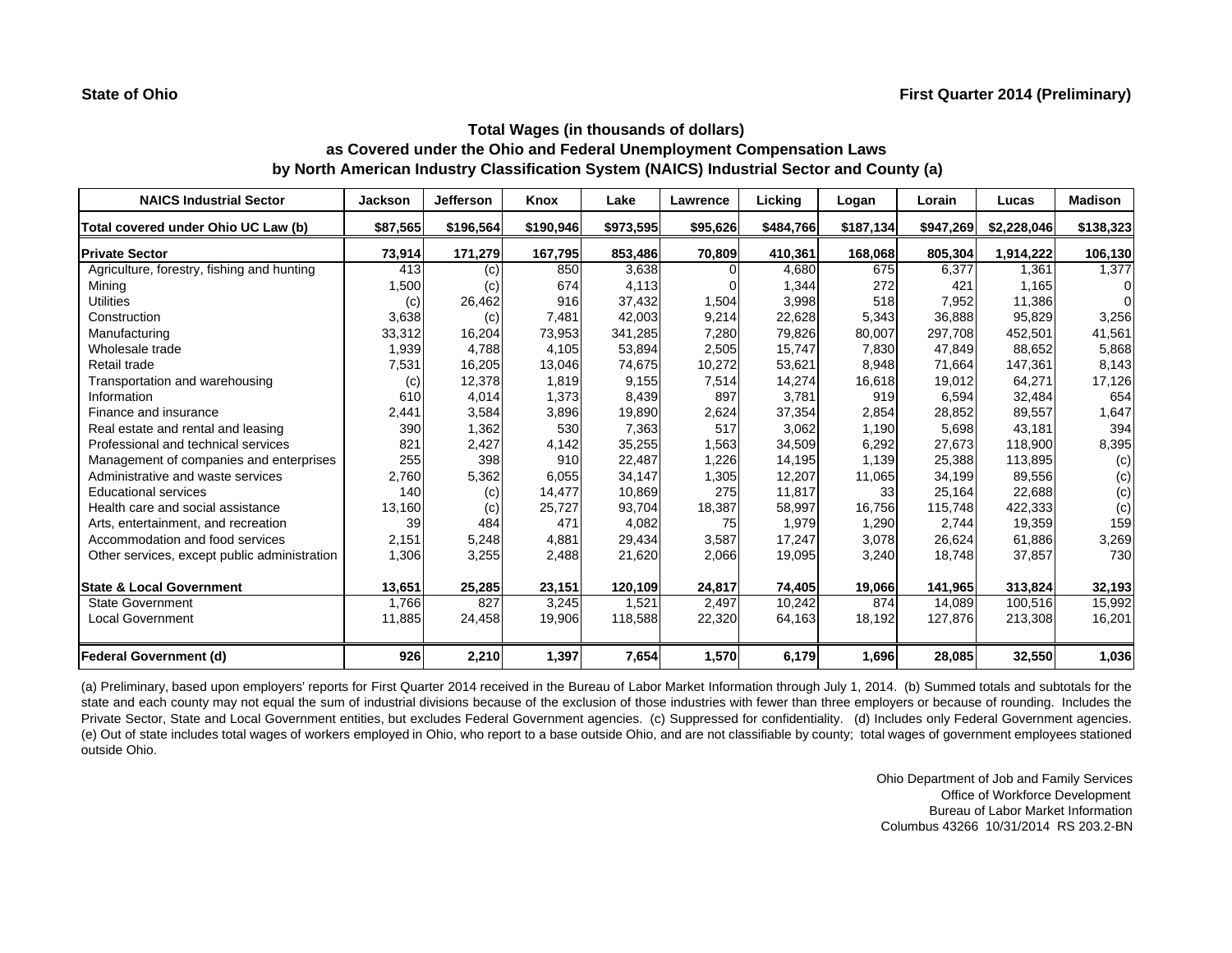**State of Ohio**

**First Quarter 2014 (Preliminary)**

## Total Wages (in thousands of dollars)
## as Covered under the Ohio and Federal Unemployment Compensation Laws
## by North American Industry Classification System (NAICS) Industrial Sector and County (a)

| NAICS Industrial Sector | Jackson | Jefferson | Knox | Lake | Lawrence | Licking | Logan | Lorain | Lucas | Madison |
|---|---|---|---|---|---|---|---|---|---|---|
| **Total covered under Ohio UC Law (b)** | **$87,565** | **$196,564** | **$190,946** | **$973,595** | **$95,626** | **$484,766** | **$187,134** | **$947,269** | **$2,228,046** | **$138,323** |
| **Private Sector** | **73,914** | **171,279** | **167,795** | **853,486** | **70,809** | **410,361** | **168,068** | **805,304** | **1,914,222** | **106,130** |
| Agriculture, forestry, fishing and hunting | 413 | (c) | 850 | 3,638 | 0 | 4,680 | 675 | 6,377 | 1,361 | 1,377 |
| Mining | 1,500 | (c) | 674 | 4,113 | 0 | 1,344 | 272 | 421 | 1,165 | 0 |
| Utilities | (c) | 26,462 | 916 | 37,432 | 1,504 | 3,998 | 518 | 7,952 | 11,386 | 0 |
| Construction | 3,638 | (c) | 7,481 | 42,003 | 9,214 | 22,628 | 5,343 | 36,888 | 95,829 | 3,256 |
| Manufacturing | 33,312 | 16,204 | 73,953 | 341,285 | 7,280 | 79,826 | 80,007 | 297,708 | 452,501 | 41,561 |
| Wholesale trade | 1,939 | 4,788 | 4,105 | 53,894 | 2,505 | 15,747 | 7,830 | 47,849 | 88,652 | 5,868 |
| Retail trade | 7,531 | 16,205 | 13,046 | 74,675 | 10,272 | 53,621 | 8,948 | 71,664 | 147,361 | 8,143 |
| Transportation and warehousing | (c) | 12,378 | 1,819 | 9,155 | 7,514 | 14,274 | 16,618 | 19,012 | 64,271 | 17,126 |
| Information | 610 | 4,014 | 1,373 | 8,439 | 897 | 3,781 | 919 | 6,594 | 32,484 | 654 |
| Finance and insurance | 2,441 | 3,584 | 3,896 | 19,890 | 2,624 | 37,354 | 2,854 | 28,852 | 89,557 | 1,647 |
| Real estate and rental and leasing | 390 | 1,362 | 530 | 7,363 | 517 | 3,062 | 1,190 | 5,698 | 43,181 | 394 |
| Professional and technical services | 821 | 2,427 | 4,142 | 35,255 | 1,563 | 34,509 | 6,292 | 27,673 | 118,900 | 8,395 |
| Management of companies and enterprises | 255 | 398 | 910 | 22,487 | 1,226 | 14,195 | 1,139 | 25,388 | 113,895 | (c) |
| Administrative and waste services | 2,760 | 5,362 | 6,055 | 34,147 | 1,305 | 12,207 | 11,065 | 34,199 | 89,556 | (c) |
| Educational services | 140 | (c) | 14,477 | 10,869 | 275 | 11,817 | 33 | 25,164 | 22,688 | (c) |
| Health care and social assistance | 13,160 | (c) | 25,727 | 93,704 | 18,387 | 58,997 | 16,756 | 115,748 | 422,333 | (c) |
| Arts, entertainment, and recreation | 39 | 484 | 471 | 4,082 | 75 | 1,979 | 1,290 | 2,744 | 19,359 | 159 |
| Accommodation and food services | 2,151 | 5,248 | 4,881 | 29,434 | 3,587 | 17,247 | 3,078 | 26,624 | 61,886 | 3,269 |
| Other services, except public administration | 1,306 | 3,255 | 2,488 | 21,620 | 2,066 | 19,095 | 3,240 | 18,748 | 37,857 | 730 |
| **State & Local Government** | **13,651** | **25,285** | **23,151** | **120,109** | **24,817** | **74,405** | **19,066** | **141,965** | **313,824** | **32,193** |
| State Government | 1,766 | 827 | 3,245 | 1,521 | 2,497 | 10,242 | 874 | 14,089 | 100,516 | 15,992 |
| Local Government | 11,885 | 24,458 | 19,906 | 118,588 | 22,320 | 64,163 | 18,192 | 127,876 | 213,308 | 16,201 |
| **Federal Government (d)** | **926** | **2,210** | **1,397** | **7,654** | **1,570** | **6,179** | **1,696** | **28,085** | **32,550** | **1,036** |

(a) Preliminary, based upon employers' reports for First Quarter 2014 received in the Bureau of Labor Market Information through July 1, 2014. (b) Summed totals and subtotals for the state and each county may not equal the sum of industrial divisions because of the exclusion of those industries with fewer than three employers or because of rounding. Includes the Private Sector, State and Local Government entities, but excludes Federal Government agencies. (c) Suppressed for confidentiality. (d) Includes only Federal Government agencies. (e) Out of state includes total wages of workers employed in Ohio, who report to a base outside Ohio, and are not classifiable by county; total wages of government employees stationed outside Ohio.

Ohio Department of Job and Family Services
Office of Workforce Development
Bureau of Labor Market Information
Columbus 43266 10/31/2014 RS 203.2-BN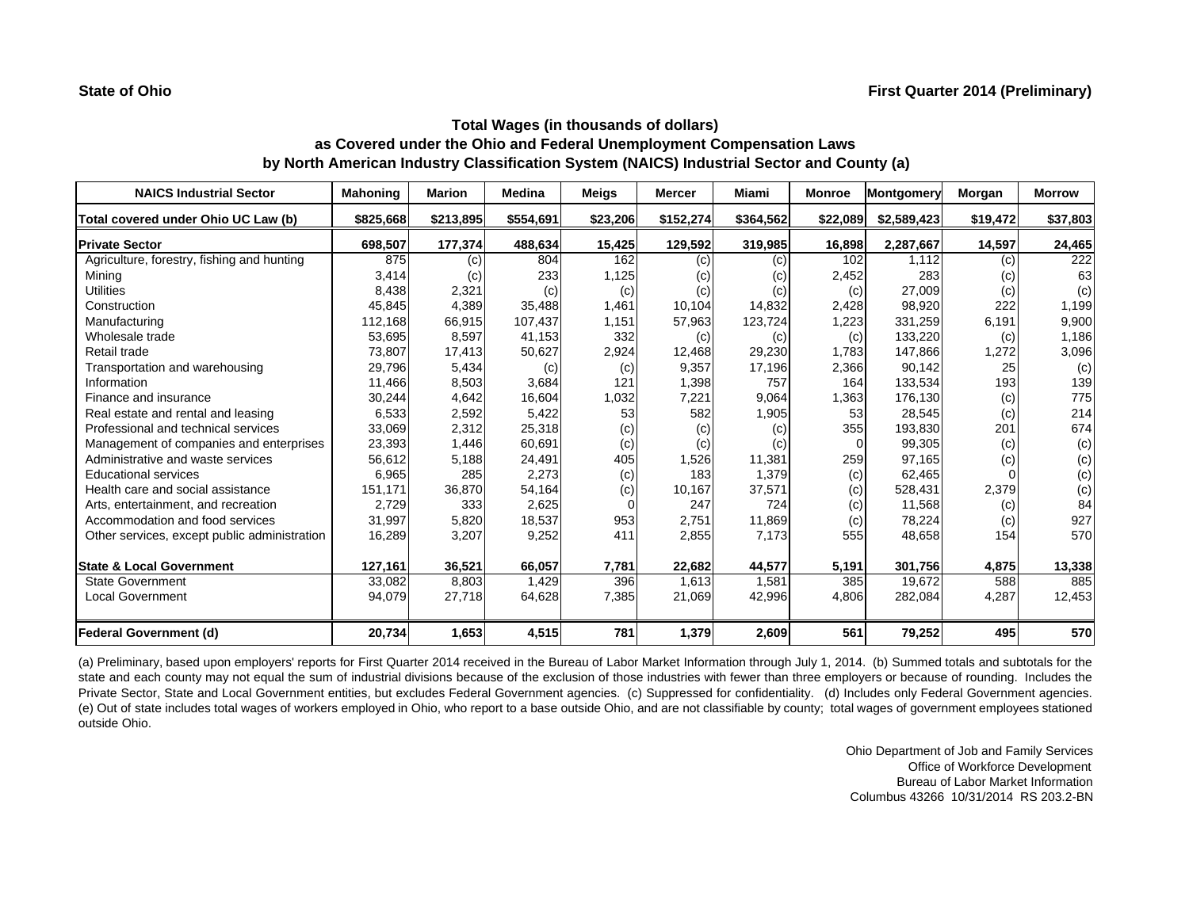**State of Ohio** **First Quarter 2014 (Preliminary)**

## Total Wages (in thousands of dollars)
## as Covered under the Ohio and Federal Unemployment Compensation Laws
## by North American Industry Classification System (NAICS) Industrial Sector and County (a)

| NAICS Industrial Sector | Mahoning | Marion | Medina | Meigs | Mercer | Miami | Monroe | Montgomery | Morgan | Morrow |
|---|---|---|---|---|---|---|---|---|---|---|
| **Total covered under Ohio UC Law (b)** | **$825,668** | **$213,895** | **$554,691** | **$23,206** | **$152,274** | **$364,562** | **$22,089** | **$2,589,423** | **$19,472** | **$37,803** |
| **Private Sector** | **698,507** | **177,374** | **488,634** | **15,425** | **129,592** | **319,985** | **16,898** | **2,287,667** | **14,597** | **24,465** |
| Agriculture, forestry, fishing and hunting | 875 | (c) | 804 | 162 | (c) | (c) | 102 | 1,112 | (c) | 222 |
| Mining | 3,414 | (c) | 233 | 1,125 | (c) | (c) | 2,452 | 283 | (c) | 63 |
| Utilities | 8,438 | 2,321 | (c) | (c) | (c) | (c) | (c) | 27,009 | (c) | (c) |
| Construction | 45,845 | 4,389 | 35,488 | 1,461 | 10,104 | 14,832 | 2,428 | 98,920 | 222 | 1,199 |
| Manufacturing | 112,168 | 66,915 | 107,437 | 1,151 | 57,963 | 123,724 | 1,223 | 331,259 | 6,191 | 9,900 |
| Wholesale trade | 53,695 | 8,597 | 41,153 | 332 | (c) | (c) | (c) | 133,220 | (c) | 1,186 |
| Retail trade | 73,807 | 17,413 | 50,627 | 2,924 | 12,468 | 29,230 | 1,783 | 147,866 | 1,272 | 3,096 |
| Transportation and warehousing | 29,796 | 5,434 | (c) | (c) | 9,357 | 17,196 | 2,366 | 90,142 | 25 | (c) |
| Information | 11,466 | 8,503 | 3,684 | 121 | 1,398 | 757 | 164 | 133,534 | 193 | 139 |
| Finance and insurance | 30,244 | 4,642 | 16,604 | 1,032 | 7,221 | 9,064 | 1,363 | 176,130 | (c) | 775 |
| Real estate and rental and leasing | 6,533 | 2,592 | 5,422 | 53 | 582 | 1,905 | 53 | 28,545 | (c) | 214 |
| Professional and technical services | 33,069 | 2,312 | 25,318 | (c) | (c) | (c) | 355 | 193,830 | 201 | 674 |
| Management of companies and enterprises | 23,393 | 1,446 | 60,691 | (c) | (c) | (c) | 0 | 99,305 | (c) | (c) |
| Administrative and waste services | 56,612 | 5,188 | 24,491 | 405 | 1,526 | 11,381 | 259 | 97,165 | (c) | (c) |
| Educational services | 6,965 | 285 | 2,273 | (c) | 183 | 1,379 | (c) | 62,465 | 0 | (c) |
| Health care and social assistance | 151,171 | 36,870 | 54,164 | (c) | 10,167 | 37,571 | (c) | 528,431 | 2,379 | (c) |
| Arts, entertainment, and recreation | 2,729 | 333 | 2,625 | 0 | 247 | 724 | (c) | 11,568 | (c) | 84 |
| Accommodation and food services | 31,997 | 5,820 | 18,537 | 953 | 2,751 | 11,869 | (c) | 78,224 | (c) | 927 |
| Other services, except public administration | 16,289 | 3,207 | 9,252 | 411 | 2,855 | 7,173 | 555 | 48,658 | 154 | 570 |
| **State & Local Government** | **127,161** | **36,521** | **66,057** | **7,781** | **22,682** | **44,577** | **5,191** | **301,756** | **4,875** | **13,338** |
| State Government | 33,082 | 8,803 | 1,429 | 396 | 1,613 | 1,581 | 385 | 19,672 | 588 | 885 |
| Local Government | 94,079 | 27,718 | 64,628 | 7,385 | 21,069 | 42,996 | 4,806 | 282,084 | 4,287 | 12,453 |
| **Federal Government (d)** | **20,734** | **1,653** | **4,515** | **781** | **1,379** | **2,609** | **561** | **79,252** | **495** | **570** |

(a) Preliminary, based upon employers' reports for First Quarter 2014 received in the Bureau of Labor Market Information through July 1, 2014. (b) Summed totals and subtotals for the state and each county may not equal the sum of industrial divisions because of the exclusion of those industries with fewer than three employers or because of rounding. Includes the Private Sector, State and Local Government entities, but excludes Federal Government agencies. (c) Suppressed for confidentiality. (d) Includes only Federal Government agencies. (e) Out of state includes total wages of workers employed in Ohio, who report to a base outside Ohio, and are not classifiable by county; total wages of government employees stationed outside Ohio.

Ohio Department of Job and Family Services
Office of Workforce Development
Bureau of Labor Market Information
Columbus 43266 10/31/2014 RS 203.2-BN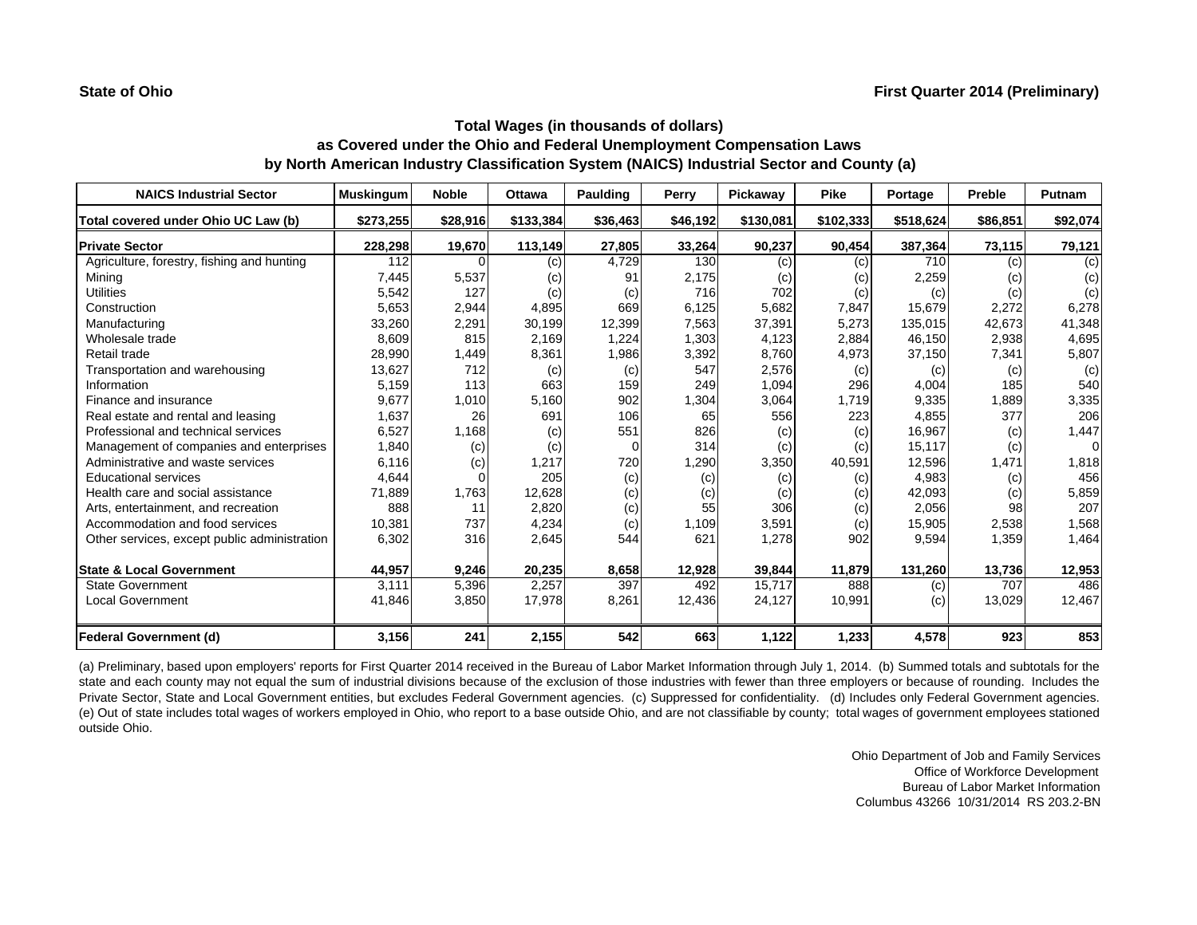**State of Ohio** **First Quarter 2014 (Preliminary)**

## Total Wages (in thousands of dollars)
## as Covered under the Ohio and Federal Unemployment Compensation Laws
## by North American Industry Classification System (NAICS) Industrial Sector and County (a)

| NAICS Industrial Sector | Muskingum | Noble | Ottawa | Paulding | Perry | Pickaway | Pike | Portage | Preble | Putnam |
|---|---|---|---|---|---|---|---|---|---|---|
| **Total covered under Ohio UC Law (b)** | **$273,255** | **$28,916** | **$133,384** | **$36,463** | **$46,192** | **$130,081** | **$102,333** | **$518,624** | **$86,851** | **$92,074** |
| **Private Sector** | **228,298** | **19,670** | **113,149** | **27,805** | **33,264** | **90,237** | **90,454** | **387,364** | **73,115** | **79,121** |
| Agriculture, forestry, fishing and hunting | 112 | 0 | (c) | 4,729 | 130 | (c) | (c) | 710 | (c) | (c) |
| Mining | 7,445 | 5,537 | (c) | 91 | 2,175 | (c) | (c) | 2,259 | (c) | (c) |
| Utilities | 5,542 | 127 | (c) | (c) | 716 | 702 | (c) | (c) | (c) | (c) |
| Construction | 5,653 | 2,944 | 4,895 | 669 | 6,125 | 5,682 | 7,847 | 15,679 | 2,272 | 6,278 |
| Manufacturing | 33,260 | 2,291 | 30,199 | 12,399 | 7,563 | 37,391 | 5,273 | 135,015 | 42,673 | 41,348 |
| Wholesale trade | 8,609 | 815 | 2,169 | 1,224 | 1,303 | 4,123 | 2,884 | 46,150 | 2,938 | 4,695 |
| Retail trade | 28,990 | 1,449 | 8,361 | 1,986 | 3,392 | 8,760 | 4,973 | 37,150 | 7,341 | 5,807 |
| Transportation and warehousing | 13,627 | 712 | (c) | (c) | 547 | 2,576 | (c) | (c) | (c) | (c) |
| Information | 5,159 | 113 | 663 | 159 | 249 | 1,094 | 296 | 4,004 | 185 | 540 |
| Finance and insurance | 9,677 | 1,010 | 5,160 | 902 | 1,304 | 3,064 | 1,719 | 9,335 | 1,889 | 3,335 |
| Real estate and rental and leasing | 1,637 | 26 | 691 | 106 | 65 | 556 | 223 | 4,855 | 377 | 206 |
| Professional and technical services | 6,527 | 1,168 | (c) | 551 | 826 | (c) | (c) | 16,967 | (c) | 1,447 |
| Management of companies and enterprises | 1,840 | (c) | (c) | 0 | 314 | (c) | (c) | 15,117 | (c) | 0 |
| Administrative and waste services | 6,116 | (c) | 1,217 | 720 | 1,290 | 3,350 | 40,591 | 12,596 | 1,471 | 1,818 |
| Educational services | 4,644 | 0 | 205 | (c) | (c) | (c) | (c) | 4,983 | (c) | 456 |
| Health care and social assistance | 71,889 | 1,763 | 12,628 | (c) | (c) | (c) | (c) | 42,093 | (c) | 5,859 |
| Arts, entertainment, and recreation | 888 | 11 | 2,820 | (c) | 55 | 306 | (c) | 2,056 | 98 | 207 |
| Accommodation and food services | 10,381 | 737 | 4,234 | (c) | 1,109 | 3,591 | (c) | 15,905 | 2,538 | 1,568 |
| Other services, except public administration | 6,302 | 316 | 2,645 | 544 | 621 | 1,278 | 902 | 9,594 | 1,359 | 1,464 |
| **State & Local Government** | **44,957** | **9,246** | **20,235** | **8,658** | **12,928** | **39,844** | **11,879** | **131,260** | **13,736** | **12,953** |
| State Government | 3,111 | 5,396 | 2,257 | 397 | 492 | 15,717 | 888 | (c) | 707 | 486 |
| Local Government | 41,846 | 3,850 | 17,978 | 8,261 | 12,436 | 24,127 | 10,991 | (c) | 13,029 | 12,467 |
| **Federal Government (d)** | **3,156** | **241** | **2,155** | **542** | **663** | **1,122** | **1,233** | **4,578** | **923** | **853** |

(a) Preliminary, based upon employers' reports for First Quarter 2014 received in the Bureau of Labor Market Information through July 1, 2014. (b) Summed totals and subtotals for the state and each county may not equal the sum of industrial divisions because of the exclusion of those industries with fewer than three employers or because of rounding. Includes the Private Sector, State and Local Government entities, but excludes Federal Government agencies. (c) Suppressed for confidentiality. (d) Includes only Federal Government agencies. (e) Out of state includes total wages of workers employed in Ohio, who report to a base outside Ohio, and are not classifiable by county; total wages of government employees stationed outside Ohio.

Ohio Department of Job and Family Services
Office of Workforce Development
Bureau of Labor Market Information
Columbus 43266 10/31/2014 RS 203.2-BN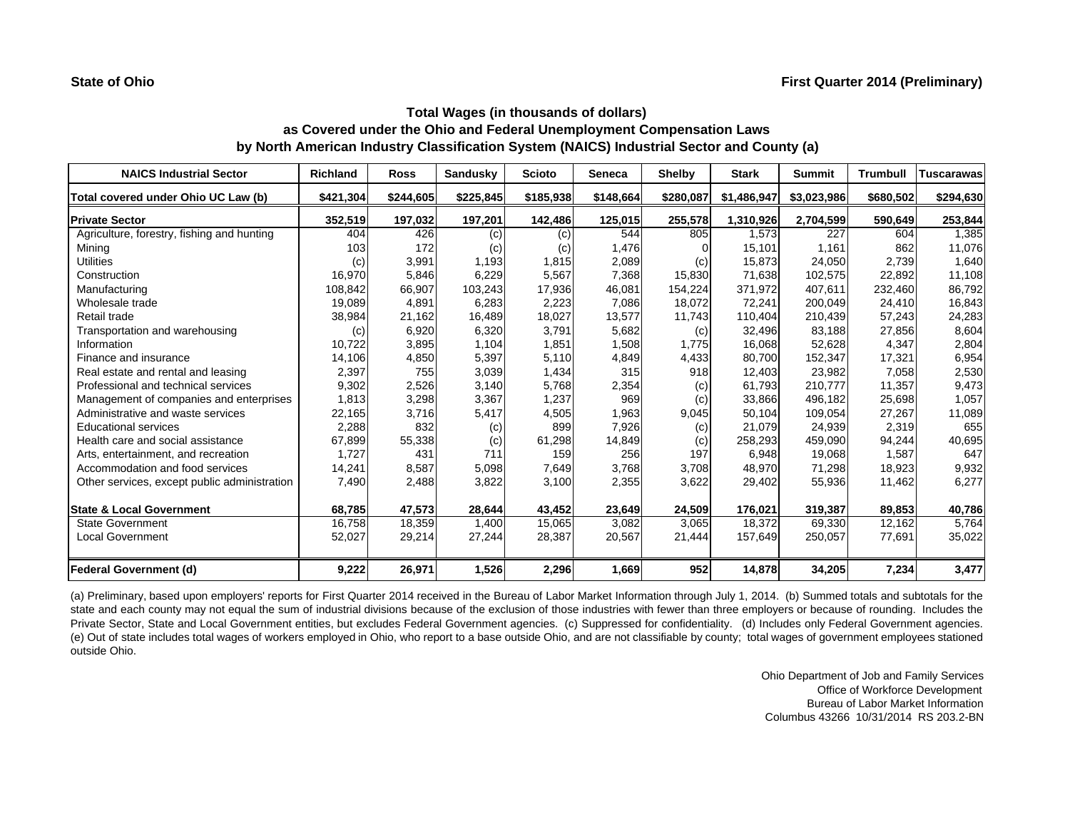**State of Ohio** | **First Quarter 2014 (Preliminary)**

## Total Wages (in thousands of dollars)
## as Covered under the Ohio and Federal Unemployment Compensation Laws
## by North American Industry Classification System (NAICS) Industrial Sector and County (a)

| NAICS Industrial Sector | Richland | Ross | Sandusky | Scioto | Seneca | Shelby | Stark | Summit | Trumbull | Tuscarawas |
|---|---|---|---|---|---|---|---|---|---|---|
| **Total covered under Ohio UC Law (b)** | **$421,304** | **$244,605** | **$225,845** | **$185,938** | **$148,664** | **$280,087** | **$1,486,947** | **$3,023,986** | **$680,502** | **$294,630** |
| **Private Sector** | **352,519** | **197,032** | **197,201** | **142,486** | **125,015** | **255,578** | **1,310,926** | **2,704,599** | **590,649** | **253,844** |
| Agriculture, forestry, fishing and hunting | 404 | 426 | (c) | (c) | 544 | 805 | 1,573 | 227 | 604 | 1,385 |
| Mining | 103 | 172 | (c) | (c) | 1,476 | 0 | 15,101 | 1,161 | 862 | 11,076 |
| Utilities | (c) | 3,991 | 1,193 | 1,815 | 2,089 | (c) | 15,873 | 24,050 | 2,739 | 1,640 |
| Construction | 16,970 | 5,846 | 6,229 | 5,567 | 7,368 | 15,830 | 71,638 | 102,575 | 22,892 | 11,108 |
| Manufacturing | 108,842 | 66,907 | 103,243 | 17,936 | 46,081 | 154,224 | 371,972 | 407,611 | 232,460 | 86,792 |
| Wholesale trade | 19,089 | 4,891 | 6,283 | 2,223 | 7,086 | 18,072 | 72,241 | 200,049 | 24,410 | 16,843 |
| Retail trade | 38,984 | 21,162 | 16,489 | 18,027 | 13,577 | 11,743 | 110,404 | 210,439 | 57,243 | 24,283 |
| Transportation and warehousing | (c) | 6,920 | 6,320 | 3,791 | 5,682 | (c) | 32,496 | 83,188 | 27,856 | 8,604 |
| Information | 10,722 | 3,895 | 1,104 | 1,851 | 1,508 | 1,775 | 16,068 | 52,628 | 4,347 | 2,804 |
| Finance and insurance | 14,106 | 4,850 | 5,397 | 5,110 | 4,849 | 4,433 | 80,700 | 152,347 | 17,321 | 6,954 |
| Real estate and rental and leasing | 2,397 | 755 | 3,039 | 1,434 | 315 | 918 | 12,403 | 23,982 | 7,058 | 2,530 |
| Professional and technical services | 9,302 | 2,526 | 3,140 | 5,768 | 2,354 | (c) | 61,793 | 210,777 | 11,357 | 9,473 |
| Management of companies and enterprises | 1,813 | 3,298 | 3,367 | 1,237 | 969 | (c) | 33,866 | 496,182 | 25,698 | 1,057 |
| Administrative and waste services | 22,165 | 3,716 | 5,417 | 4,505 | 1,963 | 9,045 | 50,104 | 109,054 | 27,267 | 11,089 |
| Educational services | 2,288 | 832 | (c) | 899 | 7,926 | (c) | 21,079 | 24,939 | 2,319 | 655 |
| Health care and social assistance | 67,899 | 55,338 | (c) | 61,298 | 14,849 | (c) | 258,293 | 459,090 | 94,244 | 40,695 |
| Arts, entertainment, and recreation | 1,727 | 431 | 711 | 159 | 256 | 197 | 6,948 | 19,068 | 1,587 | 647 |
| Accommodation and food services | 14,241 | 8,587 | 5,098 | 7,649 | 3,768 | 3,708 | 48,970 | 71,298 | 18,923 | 9,932 |
| Other services, except public administration | 7,490 | 2,488 | 3,822 | 3,100 | 2,355 | 3,622 | 29,402 | 55,936 | 11,462 | 6,277 |
| **State & Local Government** | **68,785** | **47,573** | **28,644** | **43,452** | **23,649** | **24,509** | **176,021** | **319,387** | **89,853** | **40,786** |
| State Government | 16,758 | 18,359 | 1,400 | 15,065 | 3,082 | 3,065 | 18,372 | 69,330 | 12,162 | 5,764 |
| Local Government | 52,027 | 29,214 | 27,244 | 28,387 | 20,567 | 21,444 | 157,649 | 250,057 | 77,691 | 35,022 |
| **Federal Government (d)** | **9,222** | **26,971** | **1,526** | **2,296** | **1,669** | **952** | **14,878** | **34,205** | **7,234** | **3,477** |

(a) Preliminary, based upon employers' reports for First Quarter 2014 received in the Bureau of Labor Market Information through July 1, 2014. (b) Summed totals and subtotals for the state and each county may not equal the sum of industrial divisions because of the exclusion of those industries with fewer than three employers or because of rounding. Includes the Private Sector, State and Local Government entities, but excludes Federal Government agencies. (c) Suppressed for confidentiality. (d) Includes only Federal Government agencies. (e) Out of state includes total wages of workers employed in Ohio, who report to a base outside Ohio, and are not classifiable by county; total wages of government employees stationed outside Ohio.

Ohio Department of Job and Family Services
Office of Workforce Development
Bureau of Labor Market Information
Columbus 43266 10/31/2014 RS 203.2-BN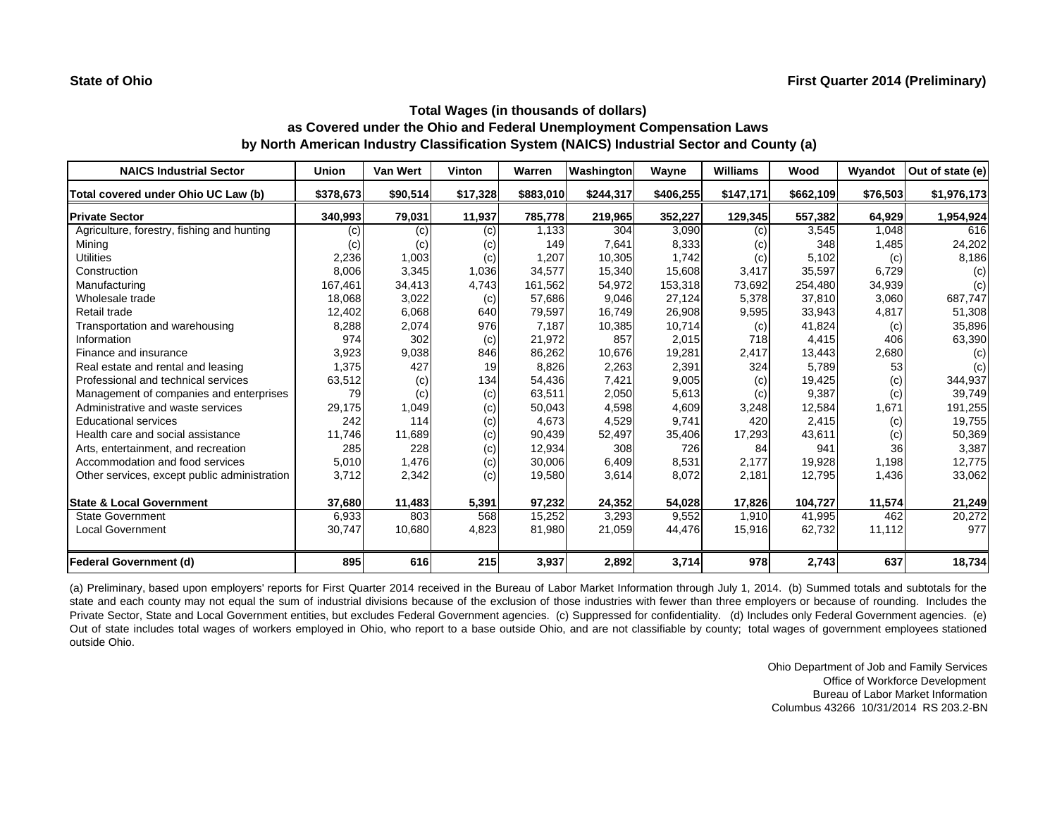**State of Ohio** **First Quarter 2014 (Preliminary)**

## Total Wages (in thousands of dollars)
## as Covered under the Ohio and Federal Unemployment Compensation Laws
## by North American Industry Classification System (NAICS) Industrial Sector and County (a)

| NAICS Industrial Sector | Union | Van Wert | Vinton | Warren | Washington | Wayne | Williams | Wood | Wyandot | Out of state (e) |
|---|---|---|---|---|---|---|---|---|---|---|
| **Total covered under Ohio UC Law (b)** | **$378,673** | **$90,514** | **$17,328** | **$883,010** | **$244,317** | **$406,255** | **$147,171** | **$662,109** | **$76,503** | **$1,976,173** |
| **Private Sector** | **340,993** | **79,031** | **11,937** | **785,778** | **219,965** | **352,227** | **129,345** | **557,382** | **64,929** | **1,954,924** |
| Agriculture, forestry, fishing and hunting | (c) | (c) | (c) | 1,133 | 304 | 3,090 | (c) | 3,545 | 1,048 | 616 |
| Mining | (c) | (c) | (c) | 149 | 7,641 | 8,333 | (c) | 348 | 1,485 | 24,202 |
| Utilities | 2,236 | 1,003 | (c) | 1,207 | 10,305 | 1,742 | (c) | 5,102 | (c) | 8,186 |
| Construction | 8,006 | 3,345 | 1,036 | 34,577 | 15,340 | 15,608 | 3,417 | 35,597 | 6,729 | (c) |
| Manufacturing | 167,461 | 34,413 | 4,743 | 161,562 | 54,972 | 153,318 | 73,692 | 254,480 | 34,939 | (c) |
| Wholesale trade | 18,068 | 3,022 | (c) | 57,686 | 9,046 | 27,124 | 5,378 | 37,810 | 3,060 | 687,747 |
| Retail trade | 12,402 | 6,068 | 640 | 79,597 | 16,749 | 26,908 | 9,595 | 33,943 | 4,817 | 51,308 |
| Transportation and warehousing | 8,288 | 2,074 | 976 | 7,187 | 10,385 | 10,714 | (c) | 41,824 | (c) | 35,896 |
| Information | 974 | 302 | (c) | 21,972 | 857 | 2,015 | 718 | 4,415 | 406 | 63,390 |
| Finance and insurance | 3,923 | 9,038 | 846 | 86,262 | 10,676 | 19,281 | 2,417 | 13,443 | 2,680 | (c) |
| Real estate and rental and leasing | 1,375 | 427 | 19 | 8,826 | 2,263 | 2,391 | 324 | 5,789 | 53 | (c) |
| Professional and technical services | 63,512 | (c) | 134 | 54,436 | 7,421 | 9,005 | (c) | 19,425 | (c) | 344,937 |
| Management of companies and enterprises | 79 | (c) | (c) | 63,511 | 2,050 | 5,613 | (c) | 9,387 | (c) | 39,749 |
| Administrative and waste services | 29,175 | 1,049 | (c) | 50,043 | 4,598 | 4,609 | 3,248 | 12,584 | 1,671 | 191,255 |
| Educational services | 242 | 114 | (c) | 4,673 | 4,529 | 9,741 | 420 | 2,415 | (c) | 19,755 |
| Health care and social assistance | 11,746 | 11,689 | (c) | 90,439 | 52,497 | 35,406 | 17,293 | 43,611 | (c) | 50,369 |
| Arts, entertainment, and recreation | 285 | 228 | (c) | 12,934 | 308 | 726 | 84 | 941 | 36 | 3,387 |
| Accommodation and food services | 5,010 | 1,476 | (c) | 30,006 | 6,409 | 8,531 | 2,177 | 19,928 | 1,198 | 12,775 |
| Other services, except public administration | 3,712 | 2,342 | (c) | 19,580 | 3,614 | 8,072 | 2,181 | 12,795 | 1,436 | 33,062 |
| **State & Local Government** | **37,680** | **11,483** | **5,391** | **97,232** | **24,352** | **54,028** | **17,826** | **104,727** | **11,574** | **21,249** |
| State Government | 6,933 | 803 | 568 | 15,252 | 3,293 | 9,552 | 1,910 | 41,995 | 462 | 20,272 |
| Local Government | 30,747 | 10,680 | 4,823 | 81,980 | 21,059 | 44,476 | 15,916 | 62,732 | 11,112 | 977 |
| **Federal Government (d)** | **895** | **616** | **215** | **3,937** | **2,892** | **3,714** | **978** | **2,743** | **637** | **18,734** |

(a) Preliminary, based upon employers' reports for First Quarter 2014 received in the Bureau of Labor Market Information through July 1, 2014. (b) Summed totals and subtotals for the state and each county may not equal the sum of industrial divisions because of the exclusion of those industries with fewer than three employers or because of rounding. Includes the Private Sector, State and Local Government entities, but excludes Federal Government agencies. (c) Suppressed for confidentiality. (d) Includes only Federal Government agencies. (e) Out of state includes total wages of workers employed in Ohio, who report to a base outside Ohio, and are not classifiable by county; total wages of government employees stationed outside Ohio.

Ohio Department of Job and Family Services
Office of Workforce Development
Bureau of Labor Market Information
Columbus 43266 10/31/2014 RS 203.2-BN